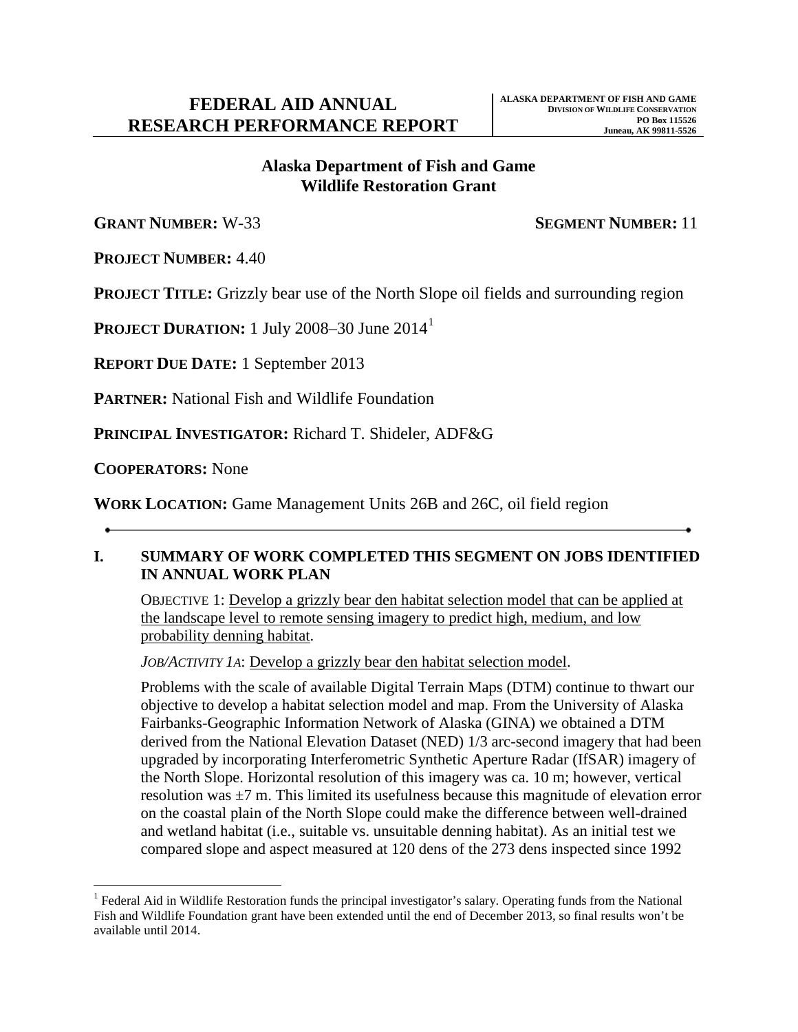# FEDERAL AID ANNUAL RESEARCH PERFORMANCE REPORT

**ALASKA DEPARTMENT OF FISH AND GAME**
**DIVISION OF WILDLIFE CONSERVATION**
**PO Box 115526**
**Juneau, AK 99811-5526**

## Alaska Department of Fish and Game
## Wildlife Restoration Grant

**GRANT NUMBER:** W-33 **SEGMENT NUMBER:** 11

**PROJECT NUMBER:** 4.40

**PROJECT TITLE:** Grizzly bear use of the North Slope oil fields and surrounding region

**PROJECT DURATION:** 1 July 2008–30 June 2014[1]

**REPORT DUE DATE:** 1 September 2013

**PARTNER:** National Fish and Wildlife Foundation

**PRINCIPAL INVESTIGATOR:** Richard T. Shideler, ADF&G

**COOPERATORS:** None

**WORK LOCATION:** Game Management Units 26B and 26C, oil field region

---

## I. SUMMARY OF WORK COMPLETED THIS SEGMENT ON JOBS IDENTIFIED IN ANNUAL WORK PLAN

OBJECTIVE 1: Develop a grizzly bear den habitat selection model that can be applied at the landscape level to remote sensing imagery to predict high, medium, and low probability denning habitat.

*JOB/ACTIVITY 1A*: Develop a grizzly bear den habitat selection model.

Problems with the scale of available Digital Terrain Maps (DTM) continue to thwart our objective to develop a habitat selection model and map. From the University of Alaska Fairbanks-Geographic Information Network of Alaska (GINA) we obtained a DTM derived from the National Elevation Dataset (NED) 1/3 arc-second imagery that had been upgraded by incorporating Interferometric Synthetic Aperture Radar (IfSAR) imagery of the North Slope. Horizontal resolution of this imagery was ca. 10 m; however, vertical resolution was ±7 m. This limited its usefulness because this magnitude of elevation error on the coastal plain of the North Slope could make the difference between well-drained and wetland habitat (i.e., suitable vs. unsuitable denning habitat). As an initial test we compared slope and aspect measured at 120 dens of the 273 dens inspected since 1992

---

[1] Federal Aid in Wildlife Restoration funds the principal investigator's salary. Operating funds from the National Fish and Wildlife Foundation grant have been extended until the end of December 2013, so final results won't be available until 2014.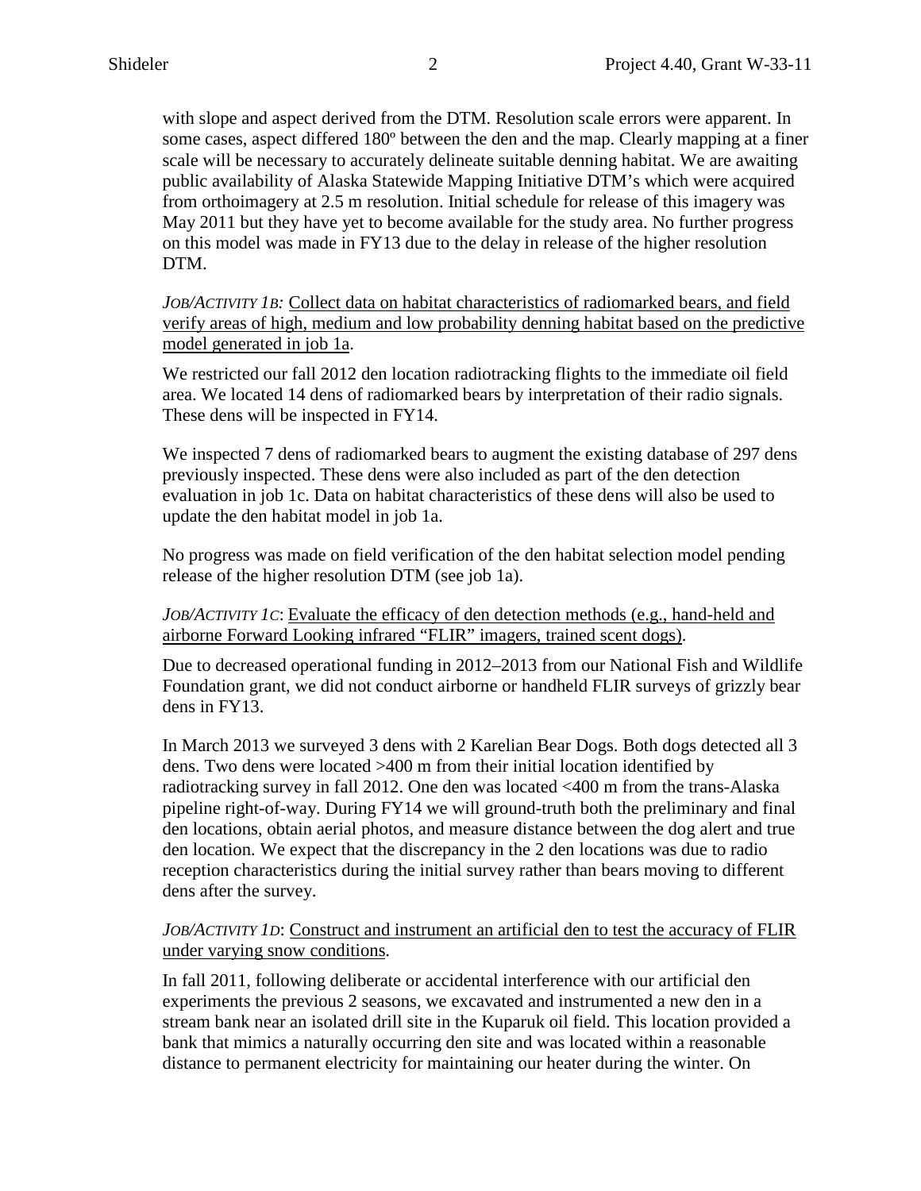with slope and aspect derived from the DTM. Resolution scale errors were apparent. In some cases, aspect differed 180º between the den and the map. Clearly mapping at a finer scale will be necessary to accurately delineate suitable denning habitat. We are awaiting public availability of Alaska Statewide Mapping Initiative DTM's which were acquired from orthoimagery at 2.5 m resolution. Initial schedule for release of this imagery was May 2011 but they have yet to become available for the study area. No further progress on this model was made in FY13 due to the delay in release of the higher resolution DTM.

*JOB/ACTIVITY 1B:* <u>Collect data on habitat characteristics of radiomarked bears, and field verify areas of high, medium and low probability denning habitat based on the predictive model generated in job 1a</u>.

We restricted our fall 2012 den location radiotracking flights to the immediate oil field area. We located 14 dens of radiomarked bears by interpretation of their radio signals. These dens will be inspected in FY14.

We inspected 7 dens of radiomarked bears to augment the existing database of 297 dens previously inspected. These dens were also included as part of the den detection evaluation in job 1c. Data on habitat characteristics of these dens will also be used to update the den habitat model in job 1a.

No progress was made on field verification of the den habitat selection model pending release of the higher resolution DTM (see job 1a).

*JOB/ACTIVITY 1C*: <u>Evaluate the efficacy of den detection methods (e.g., hand-held and airborne Forward Looking infrared "FLIR" imagers, trained scent dogs)</u>.

Due to decreased operational funding in 2012–2013 from our National Fish and Wildlife Foundation grant, we did not conduct airborne or handheld FLIR surveys of grizzly bear dens in FY13.

In March 2013 we surveyed 3 dens with 2 Karelian Bear Dogs. Both dogs detected all 3 dens. Two dens were located >400 m from their initial location identified by radiotracking survey in fall 2012. One den was located <400 m from the trans-Alaska pipeline right-of-way. During FY14 we will ground-truth both the preliminary and final den locations, obtain aerial photos, and measure distance between the dog alert and true den location. We expect that the discrepancy in the 2 den locations was due to radio reception characteristics during the initial survey rather than bears moving to different dens after the survey.

*JOB/ACTIVITY 1D*: <u>Construct and instrument an artificial den to test the accuracy of FLIR under varying snow conditions</u>.

In fall 2011, following deliberate or accidental interference with our artificial den experiments the previous 2 seasons, we excavated and instrumented a new den in a stream bank near an isolated drill site in the Kuparuk oil field. This location provided a bank that mimics a naturally occurring den site and was located within a reasonable distance to permanent electricity for maintaining our heater during the winter. On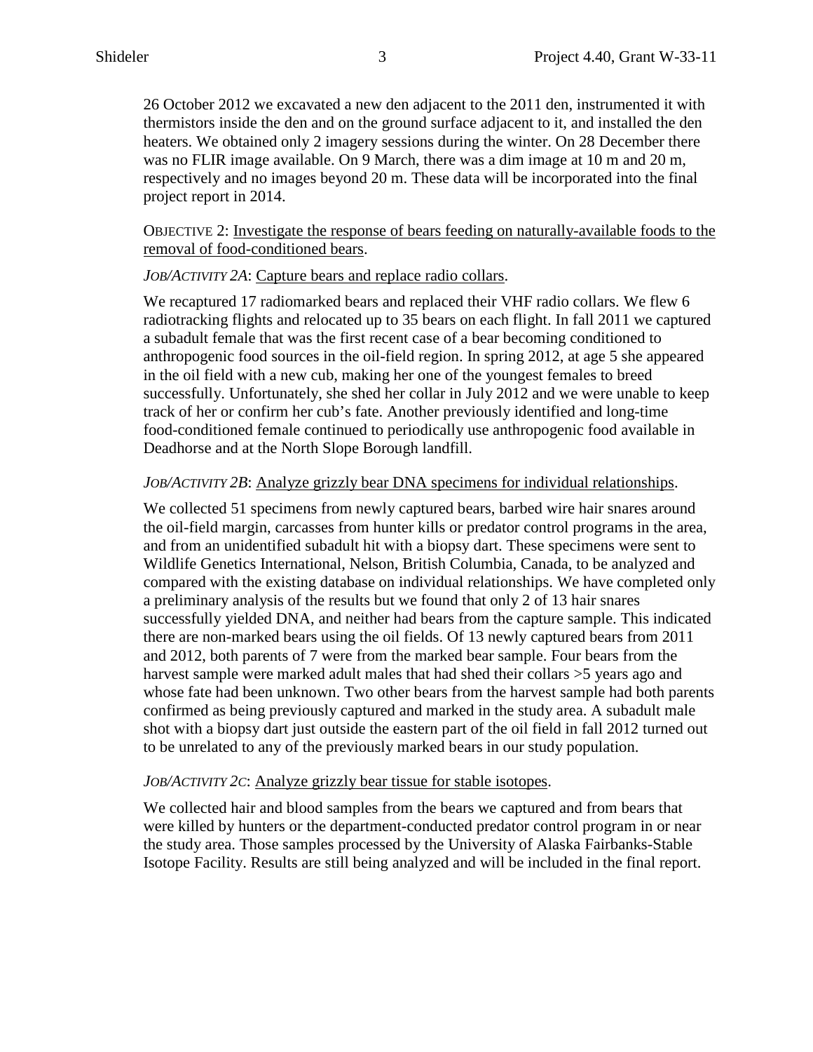26 October 2012 we excavated a new den adjacent to the 2011 den, instrumented it with thermistors inside the den and on the ground surface adjacent to it, and installed the den heaters. We obtained only 2 imagery sessions during the winter. On 28 December there was no FLIR image available. On 9 March, there was a dim image at 10 m and 20 m, respectively and no images beyond 20 m. These data will be incorporated into the final project report in 2014.

OBJECTIVE 2: <u>Investigate the response of bears feeding on naturally-available foods to the removal of food-conditioned bears</u>.

*JOB/ACTIVITY 2A*: <u>Capture bears and replace radio collars</u>.

We recaptured 17 radiomarked bears and replaced their VHF radio collars. We flew 6 radiotracking flights and relocated up to 35 bears on each flight. In fall 2011 we captured a subadult female that was the first recent case of a bear becoming conditioned to anthropogenic food sources in the oil-field region. In spring 2012, at age 5 she appeared in the oil field with a new cub, making her one of the youngest females to breed successfully. Unfortunately, she shed her collar in July 2012 and we were unable to keep track of her or confirm her cub's fate. Another previously identified and long-time food-conditioned female continued to periodically use anthropogenic food available in Deadhorse and at the North Slope Borough landfill.

*JOB/ACTIVITY 2B*: <u>Analyze grizzly bear DNA specimens for individual relationships</u>.

We collected 51 specimens from newly captured bears, barbed wire hair snares around the oil-field margin, carcasses from hunter kills or predator control programs in the area, and from an unidentified subadult hit with a biopsy dart. These specimens were sent to Wildlife Genetics International, Nelson, British Columbia, Canada, to be analyzed and compared with the existing database on individual relationships. We have completed only a preliminary analysis of the results but we found that only 2 of 13 hair snares successfully yielded DNA, and neither had bears from the capture sample. This indicated there are non-marked bears using the oil fields. Of 13 newly captured bears from 2011 and 2012, both parents of 7 were from the marked bear sample. Four bears from the harvest sample were marked adult males that had shed their collars >5 years ago and whose fate had been unknown. Two other bears from the harvest sample had both parents confirmed as being previously captured and marked in the study area. A subadult male shot with a biopsy dart just outside the eastern part of the oil field in fall 2012 turned out to be unrelated to any of the previously marked bears in our study population.

*JOB/ACTIVITY 2C*: <u>Analyze grizzly bear tissue for stable isotopes</u>.

We collected hair and blood samples from the bears we captured and from bears that were killed by hunters or the department-conducted predator control program in or near the study area. Those samples processed by the University of Alaska Fairbanks-Stable Isotope Facility. Results are still being analyzed and will be included in the final report.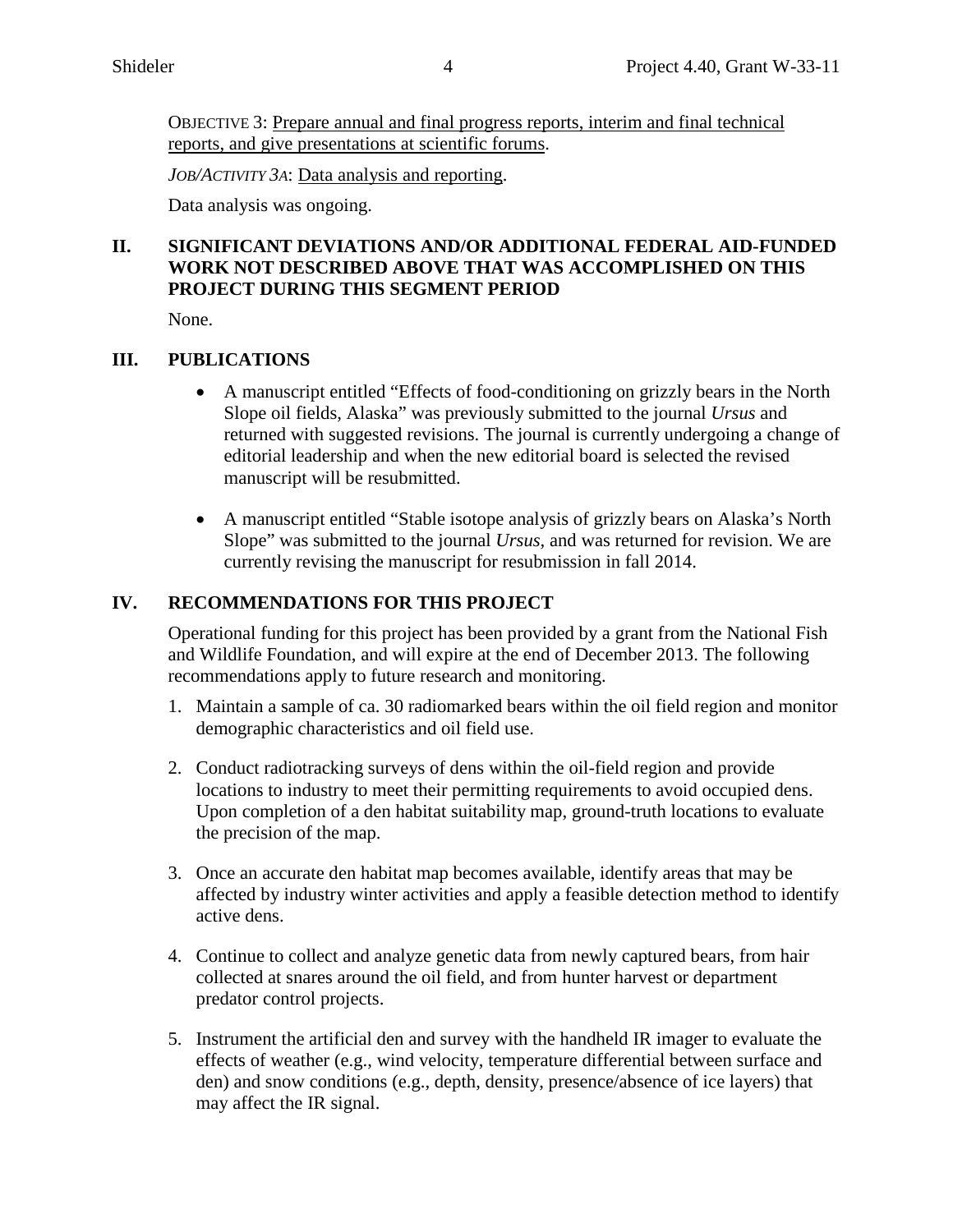OBJECTIVE 3: Prepare annual and final progress reports, interim and final technical reports, and give presentations at scientific forums.

*JOB/ACTIVITY 3A*: Data analysis and reporting.

Data analysis was ongoing.

## II. SIGNIFICANT DEVIATIONS AND/OR ADDITIONAL FEDERAL AID-FUNDED WORK NOT DESCRIBED ABOVE THAT WAS ACCOMPLISHED ON THIS PROJECT DURING THIS SEGMENT PERIOD

None.

## III. PUBLICATIONS

- A manuscript entitled "Effects of food-conditioning on grizzly bears in the North Slope oil fields, Alaska" was previously submitted to the journal *Ursus* and returned with suggested revisions. The journal is currently undergoing a change of editorial leadership and when the new editorial board is selected the revised manuscript will be resubmitted.

- A manuscript entitled "Stable isotope analysis of grizzly bears on Alaska's North Slope" was submitted to the journal *Ursus,* and was returned for revision. We are currently revising the manuscript for resubmission in fall 2014.

## IV. RECOMMENDATIONS FOR THIS PROJECT

Operational funding for this project has been provided by a grant from the National Fish and Wildlife Foundation, and will expire at the end of December 2013. The following recommendations apply to future research and monitoring.

1. Maintain a sample of ca. 30 radiomarked bears within the oil field region and monitor demographic characteristics and oil field use.

2. Conduct radiotracking surveys of dens within the oil-field region and provide locations to industry to meet their permitting requirements to avoid occupied dens. Upon completion of a den habitat suitability map, ground-truth locations to evaluate the precision of the map.

3. Once an accurate den habitat map becomes available, identify areas that may be affected by industry winter activities and apply a feasible detection method to identify active dens.

4. Continue to collect and analyze genetic data from newly captured bears, from hair collected at snares around the oil field, and from hunter harvest or department predator control projects.

5. Instrument the artificial den and survey with the handheld IR imager to evaluate the effects of weather (e.g., wind velocity, temperature differential between surface and den) and snow conditions (e.g., depth, density, presence/absence of ice layers) that may affect the IR signal.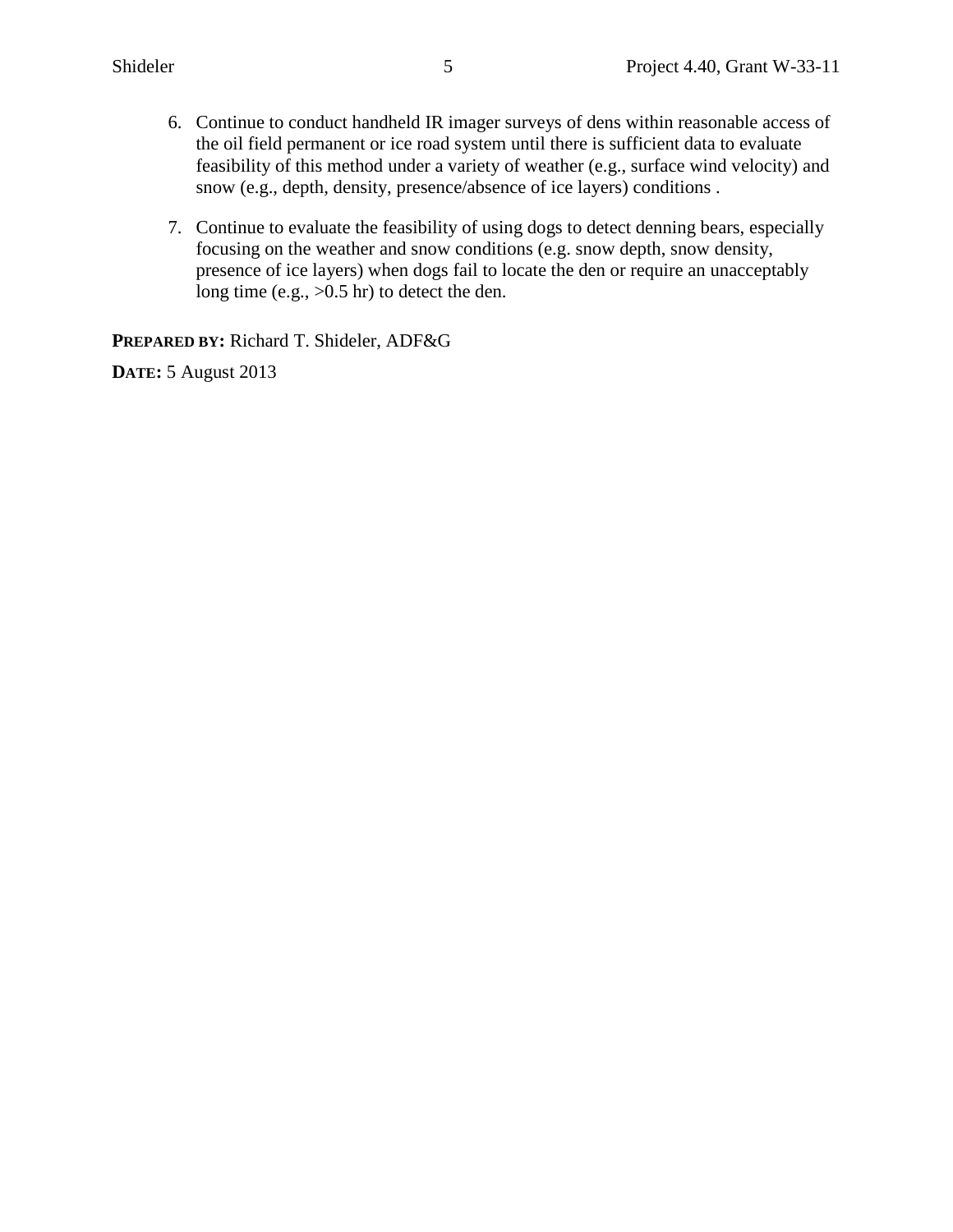6. Continue to conduct handheld IR imager surveys of dens within reasonable access of the oil field permanent or ice road system until there is sufficient data to evaluate feasibility of this method under a variety of weather (e.g., surface wind velocity) and snow (e.g., depth, density, presence/absence of ice layers) conditions .

7. Continue to evaluate the feasibility of using dogs to detect denning bears, especially focusing on the weather and snow conditions (e.g. snow depth, snow density, presence of ice layers) when dogs fail to locate the den or require an unacceptably long time (e.g., >0.5 hr) to detect the den.

**PREPARED BY:** Richard T. Shideler, ADF&G

**DATE:** 5 August 2013